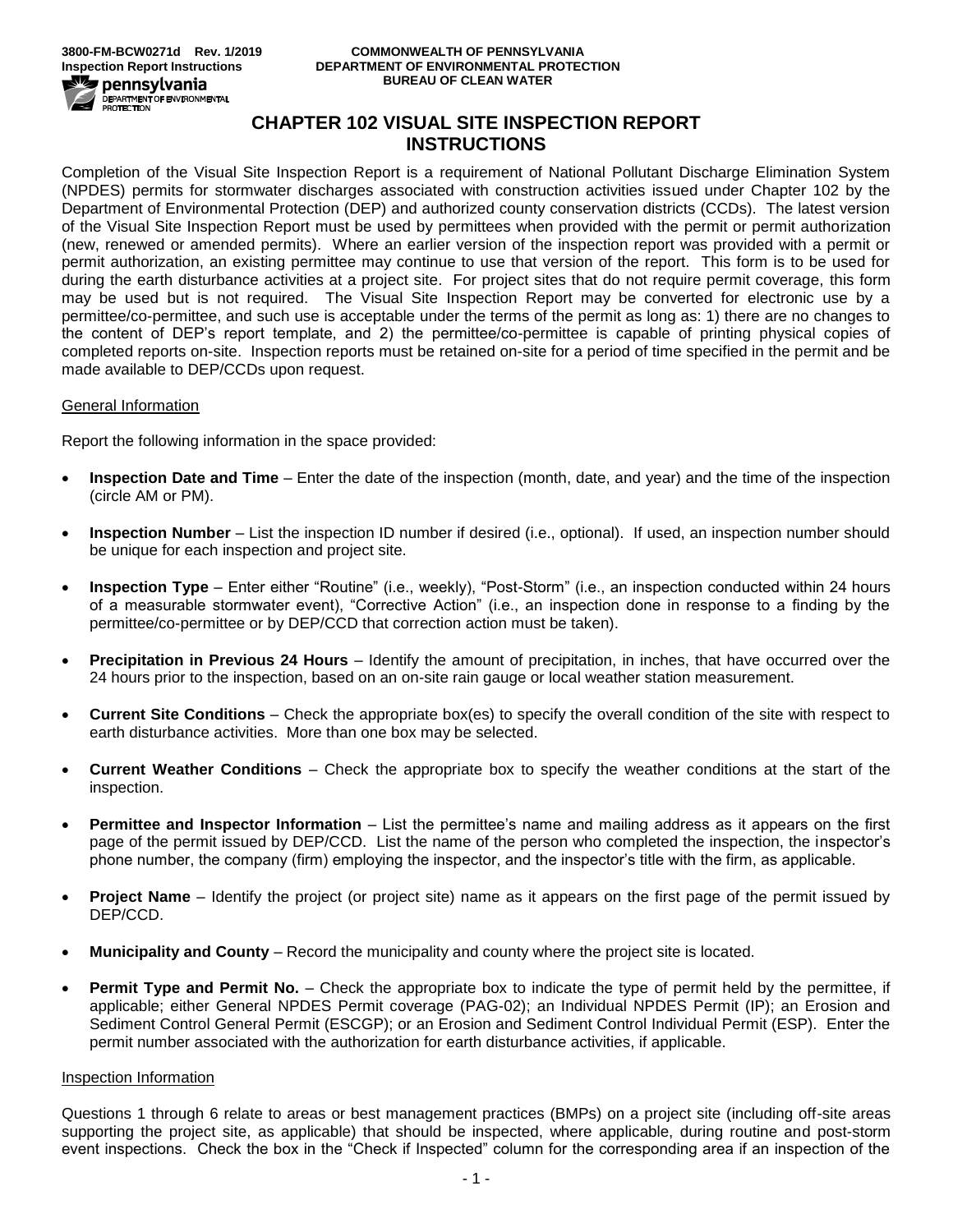3800-FM-BCW0271d Rev. 1/2019
Inspection Report Instructions

COMMONWEALTH OF PENNSYLVANIA
DEPARTMENT OF ENVIRONMENTAL PROTECTION
BUREAU OF CLEAN WATER

# CHAPTER 102 VISUAL SITE INSPECTION REPORT INSTRUCTIONS

Completion of the Visual Site Inspection Report is a requirement of National Pollutant Discharge Elimination System (NPDES) permits for stormwater discharges associated with construction activities issued under Chapter 102 by the Department of Environmental Protection (DEP) and authorized county conservation districts (CCDs). The latest version of the Visual Site Inspection Report must be used by permittees when provided with the permit or permit authorization (new, renewed or amended permits). Where an earlier version of the inspection report was provided with a permit or permit authorization, an existing permittee may continue to use that version of the report. This form is to be used for during the earth disturbance activities at a project site. For project sites that do not require permit coverage, this form may be used but is not required. The Visual Site Inspection Report may be converted for electronic use by a permittee/co-permittee, and such use is acceptable under the terms of the permit as long as: 1) there are no changes to the content of DEP's report template, and 2) the permittee/co-permittee is capable of printing physical copies of completed reports on-site. Inspection reports must be retained on-site for a period of time specified in the permit and be made available to DEP/CCDs upon request.

## General Information

Report the following information in the space provided:

- **Inspection Date and Time** – Enter the date of the inspection (month, date, and year) and the time of the inspection (circle AM or PM).
- **Inspection Number** – List the inspection ID number if desired (i.e., optional). If used, an inspection number should be unique for each inspection and project site.
- **Inspection Type** – Enter either "Routine" (i.e., weekly), "Post-Storm" (i.e., an inspection conducted within 24 hours of a measurable stormwater event), "Corrective Action" (i.e., an inspection done in response to a finding by the permittee/co-permittee or by DEP/CCD that correction action must be taken).
- **Precipitation in Previous 24 Hours** – Identify the amount of precipitation, in inches, that have occurred over the 24 hours prior to the inspection, based on an on-site rain gauge or local weather station measurement.
- **Current Site Conditions** – Check the appropriate box(es) to specify the overall condition of the site with respect to earth disturbance activities. More than one box may be selected.
- **Current Weather Conditions** – Check the appropriate box to specify the weather conditions at the start of the inspection.
- **Permittee and Inspector Information** – List the permittee's name and mailing address as it appears on the first page of the permit issued by DEP/CCD. List the name of the person who completed the inspection, the inspector's phone number, the company (firm) employing the inspector, and the inspector's title with the firm, as applicable.
- **Project Name** – Identify the project (or project site) name as it appears on the first page of the permit issued by DEP/CCD.
- **Municipality and County** – Record the municipality and county where the project site is located.
- **Permit Type and Permit No.** – Check the appropriate box to indicate the type of permit held by the permittee, if applicable; either General NPDES Permit coverage (PAG-02); an Individual NPDES Permit (IP); an Erosion and Sediment Control General Permit (ESCGP); or an Erosion and Sediment Control Individual Permit (ESP). Enter the permit number associated with the authorization for earth disturbance activities, if applicable.

## Inspection Information

Questions 1 through 6 relate to areas or best management practices (BMPs) on a project site (including off-site areas supporting the project site, as applicable) that should be inspected, where applicable, during routine and post-storm event inspections. Check the box in the "Check if Inspected" column for the corresponding area if an inspection of the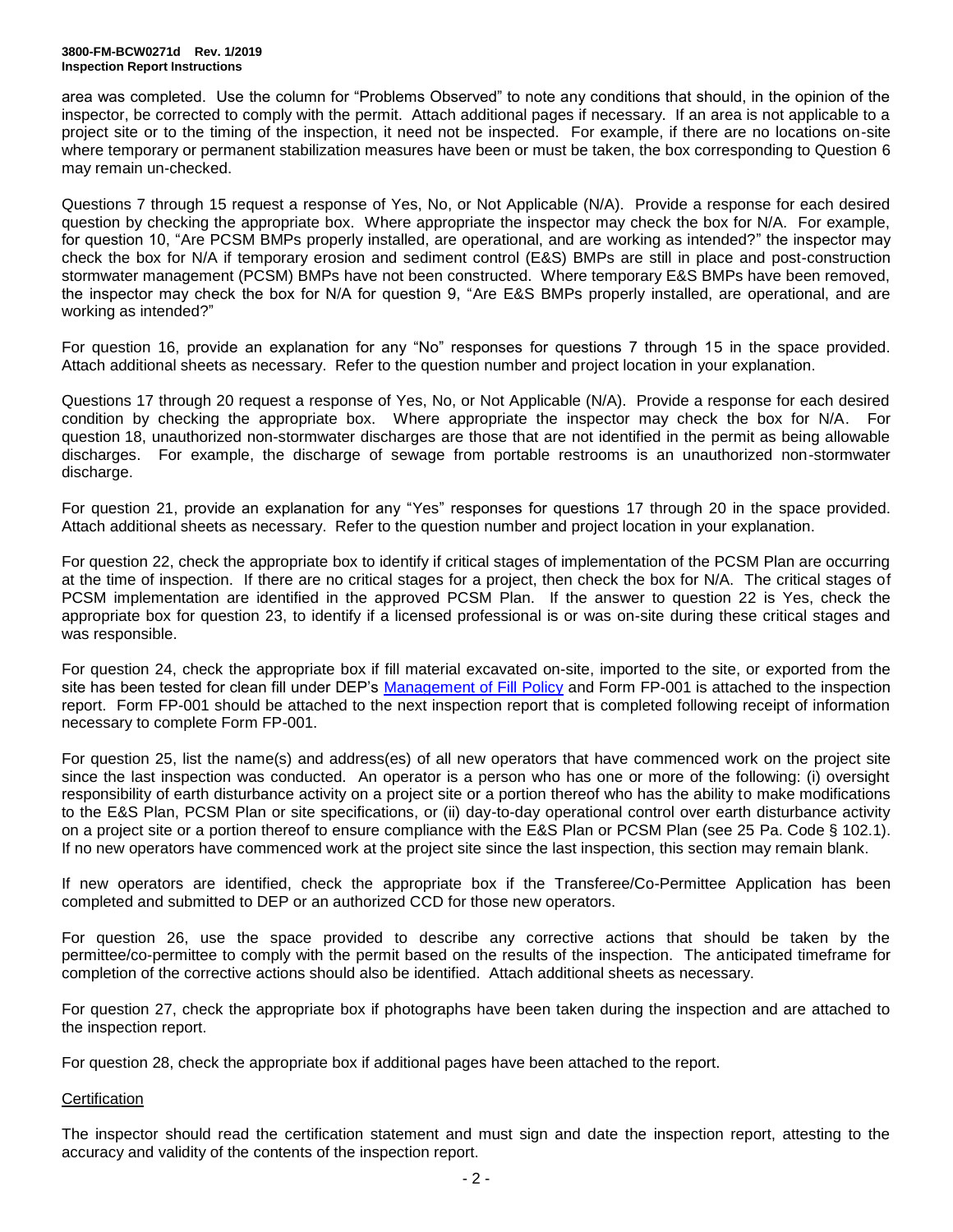area was completed. Use the column for "Problems Observed" to note any conditions that should, in the opinion of the inspector, be corrected to comply with the permit. Attach additional pages if necessary. If an area is not applicable to a project site or to the timing of the inspection, it need not be inspected. For example, if there are no locations on-site where temporary or permanent stabilization measures have been or must be taken, the box corresponding to Question 6 may remain un-checked.

Questions 7 through 15 request a response of Yes, No, or Not Applicable (N/A). Provide a response for each desired question by checking the appropriate box. Where appropriate the inspector may check the box for N/A. For example, for question 10, "Are PCSM BMPs properly installed, are operational, and are working as intended?" the inspector may check the box for N/A if temporary erosion and sediment control (E&S) BMPs are still in place and post-construction stormwater management (PCSM) BMPs have not been constructed. Where temporary E&S BMPs have been removed, the inspector may check the box for N/A for question 9, "Are E&S BMPs properly installed, are operational, and are working as intended?"

For question 16, provide an explanation for any "No" responses for questions 7 through 15 in the space provided. Attach additional sheets as necessary. Refer to the question number and project location in your explanation.

Questions 17 through 20 request a response of Yes, No, or Not Applicable (N/A). Provide a response for each desired condition by checking the appropriate box. Where appropriate the inspector may check the box for N/A. For question 18, unauthorized non-stormwater discharges are those that are not identified in the permit as being allowable discharges. For example, the discharge of sewage from portable restrooms is an unauthorized non-stormwater discharge.

For question 21, provide an explanation for any "Yes" responses for questions 17 through 20 in the space provided. Attach additional sheets as necessary. Refer to the question number and project location in your explanation.

For question 22, check the appropriate box to identify if critical stages of implementation of the PCSM Plan are occurring at the time of inspection. If there are no critical stages for a project, then check the box for N/A. The critical stages of PCSM implementation are identified in the approved PCSM Plan. If the answer to question 22 is Yes, check the appropriate box for question 23, to identify if a licensed professional is or was on-site during these critical stages and was responsible.

For question 24, check the appropriate box if fill material excavated on-site, imported to the site, or exported from the site has been tested for clean fill under DEP's Management of Fill Policy and Form FP-001 is attached to the inspection report. Form FP-001 should be attached to the next inspection report that is completed following receipt of information necessary to complete Form FP-001.

For question 25, list the name(s) and address(es) of all new operators that have commenced work on the project site since the last inspection was conducted. An operator is a person who has one or more of the following: (i) oversight responsibility of earth disturbance activity on a project site or a portion thereof who has the ability to make modifications to the E&S Plan, PCSM Plan or site specifications, or (ii) day-to-day operational control over earth disturbance activity on a project site or a portion thereof to ensure compliance with the E&S Plan or PCSM Plan (see 25 Pa. Code § 102.1). If no new operators have commenced work at the project site since the last inspection, this section may remain blank.

If new operators are identified, check the appropriate box if the Transferee/Co-Permittee Application has been completed and submitted to DEP or an authorized CCD for those new operators.

For question 26, use the space provided to describe any corrective actions that should be taken by the permittee/co-permittee to comply with the permit based on the results of the inspection. The anticipated timeframe for completion of the corrective actions should also be identified. Attach additional sheets as necessary.

For question 27, check the appropriate box if photographs have been taken during the inspection and are attached to the inspection report.

For question 28, check the appropriate box if additional pages have been attached to the report.

## Certification

The inspector should read the certification statement and must sign and date the inspection report, attesting to the accuracy and validity of the contents of the inspection report.